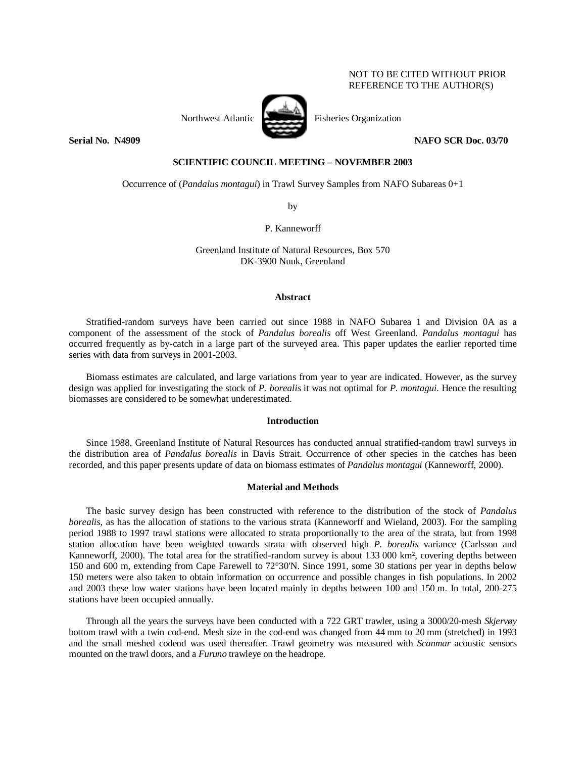NOT TO BE CITED WITHOUT PRIOR REFERENCE TO THE AUTHOR(S)

Northwest Atlantic Fisheries Organization

**Serial No. N4909** **NAFO SCR Doc. 03/70**

**SCIENTIFIC COUNCIL MEETING – NOVEMBER 2003**

Occurrence of (*Pandalus montagui*) in Trawl Survey Samples from NAFO Subareas 0+1

by

P. Kanneworff

Greenland Institute of Natural Resources, Box 570
DK-3900 Nuuk, Greenland

## Abstract

Stratified-random surveys have been carried out since 1988 in NAFO Subarea 1 and Division 0A as a component of the assessment of the stock of *Pandalus borealis* off West Greenland. *Pandalus montagui* has occurred frequently as by-catch in a large part of the surveyed area. This paper updates the earlier reported time series with data from surveys in 2001-2003.

Biomass estimates are calculated, and large variations from year to year are indicated. However, as the survey design was applied for investigating the stock of *P. borealis* it was not optimal for *P. montagui*. Hence the resulting biomasses are considered to be somewhat underestimated.

## Introduction

Since 1988, Greenland Institute of Natural Resources has conducted annual stratified-random trawl surveys in the distribution area of *Pandalus borealis* in Davis Strait. Occurrence of other species in the catches has been recorded, and this paper presents update of data on biomass estimates of *Pandalus montagui* (Kanneworff, 2000).

## Material and Methods

The basic survey design has been constructed with reference to the distribution of the stock of *Pandalus borealis*, as has the allocation of stations to the various strata (Kanneworff and Wieland, 2003). For the sampling period 1988 to 1997 trawl stations were allocated to strata proportionally to the area of the strata, but from 1998 station allocation have been weighted towards strata with observed high *P. borealis* variance (Carlsson and Kanneworff, 2000). The total area for the stratified-random survey is about 133 000 km², covering depths between 150 and 600 m, extending from Cape Farewell to 72°30'N. Since 1991, some 30 stations per year in depths below 150 meters were also taken to obtain information on occurrence and possible changes in fish populations. In 2002 and 2003 these low water stations have been located mainly in depths between 100 and 150 m. In total, 200-275 stations have been occupied annually.

Through all the years the surveys have been conducted with a 722 GRT trawler, using a 3000/20-mesh *Skjervøy* bottom trawl with a twin cod-end. Mesh size in the cod-end was changed from 44 mm to 20 mm (stretched) in 1993 and the small meshed codend was used thereafter. Trawl geometry was measured with *Scanmar* acoustic sensors mounted on the trawl doors, and a *Furuno* trawleye on the headrope.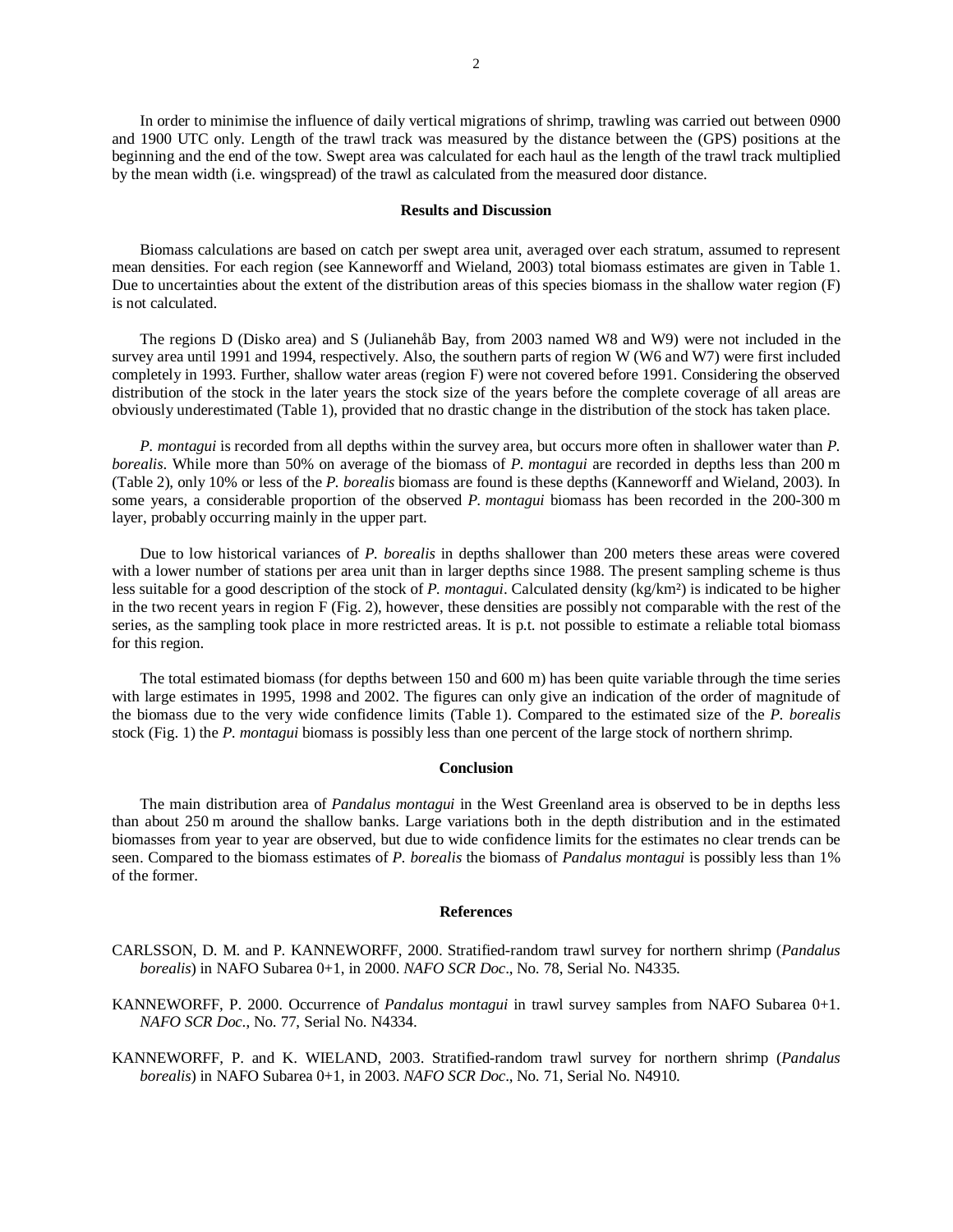In order to minimise the influence of daily vertical migrations of shrimp, trawling was carried out between 0900 and 1900 UTC only. Length of the trawl track was measured by the distance between the (GPS) positions at the beginning and the end of the tow. Swept area was calculated for each haul as the length of the trawl track multiplied by the mean width (i.e. wingspread) of the trawl as calculated from the measured door distance.

## Results and Discussion

Biomass calculations are based on catch per swept area unit, averaged over each stratum, assumed to represent mean densities. For each region (see Kanneworff and Wieland, 2003) total biomass estimates are given in Table 1. Due to uncertainties about the extent of the distribution areas of this species biomass in the shallow water region (F) is not calculated.

The regions D (Disko area) and S (Julianehåb Bay, from 2003 named W8 and W9) were not included in the survey area until 1991 and 1994, respectively. Also, the southern parts of region W (W6 and W7) were first included completely in 1993. Further, shallow water areas (region F) were not covered before 1991. Considering the observed distribution of the stock in the later years the stock size of the years before the complete coverage of all areas are obviously underestimated (Table 1), provided that no drastic change in the distribution of the stock has taken place.

*P. montagui* is recorded from all depths within the survey area, but occurs more often in shallower water than *P. borealis*. While more than 50% on average of the biomass of *P. montagui* are recorded in depths less than 200 m (Table 2), only 10% or less of the *P. borealis* biomass are found is these depths (Kanneworff and Wieland, 2003). In some years, a considerable proportion of the observed *P. montagui* biomass has been recorded in the 200-300 m layer, probably occurring mainly in the upper part.

Due to low historical variances of *P. borealis* in depths shallower than 200 meters these areas were covered with a lower number of stations per area unit than in larger depths since 1988. The present sampling scheme is thus less suitable for a good description of the stock of *P. montagui*. Calculated density (kg/km²) is indicated to be higher in the two recent years in region F (Fig. 2), however, these densities are possibly not comparable with the rest of the series, as the sampling took place in more restricted areas. It is p.t. not possible to estimate a reliable total biomass for this region.

The total estimated biomass (for depths between 150 and 600 m) has been quite variable through the time series with large estimates in 1995, 1998 and 2002. The figures can only give an indication of the order of magnitude of the biomass due to the very wide confidence limits (Table 1). Compared to the estimated size of the *P. borealis* stock (Fig. 1) the *P. montagui* biomass is possibly less than one percent of the large stock of northern shrimp.

## Conclusion

The main distribution area of *Pandalus montagui* in the West Greenland area is observed to be in depths less than about 250 m around the shallow banks. Large variations both in the depth distribution and in the estimated biomasses from year to year are observed, but due to wide confidence limits for the estimates no clear trends can be seen. Compared to the biomass estimates of *P. borealis* the biomass of *Pandalus montagui* is possibly less than 1% of the former.

## References

CARLSSON, D. M. and P. KANNEWORFF, 2000. Stratified-random trawl survey for northern shrimp (*Pandalus borealis*) in NAFO Subarea 0+1, in 2000. *NAFO SCR Doc*., No. 78, Serial No. N4335.

KANNEWORFF, P. 2000. Occurrence of *Pandalus montagui* in trawl survey samples from NAFO Subarea 0+1. *NAFO SCR Doc*., No. 77, Serial No. N4334.

KANNEWORFF, P. and K. WIELAND, 2003. Stratified-random trawl survey for northern shrimp (*Pandalus borealis*) in NAFO Subarea 0+1, in 2003. *NAFO SCR Doc*., No. 71, Serial No. N4910.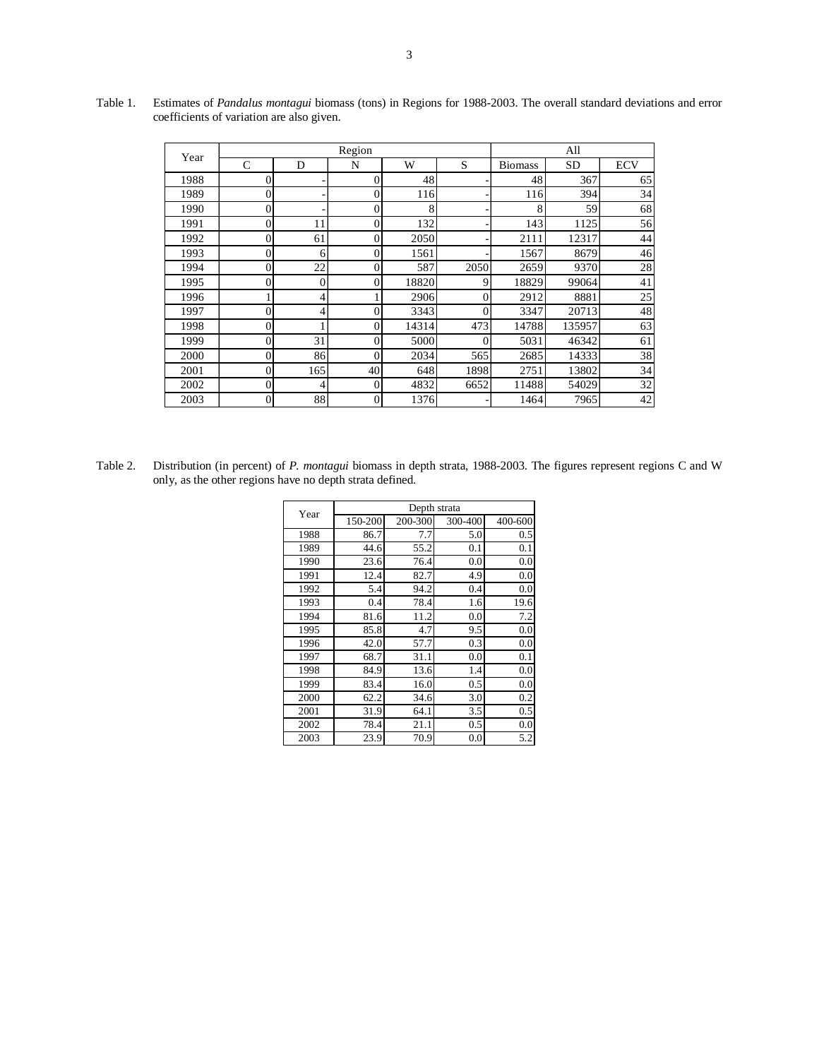Table 1. Estimates of *Pandalus montagui* biomass (tons) in Regions for 1988-2003. The overall standard deviations and error coefficients of variation are also given.

| Year | Region | | | | | All | | |
|---|---|---|---|---|---|---|---|---|
| | C | D | N | W | S | Biomass | SD | ECV |
| 1988 | 0 | - | 0 | 48 | - | 48 | 367 | 65 |
| 1989 | 0 | - | 0 | 116 | - | 116 | 394 | 34 |
| 1990 | 0 | - | 0 | 8 | - | 8 | 59 | 68 |
| 1991 | 0 | 11 | 0 | 132 | - | 143 | 1125 | 56 |
| 1992 | 0 | 61 | 0 | 2050 | - | 2111 | 12317 | 44 |
| 1993 | 0 | 6 | 0 | 1561 | - | 1567 | 8679 | 46 |
| 1994 | 0 | 22 | 0 | 587 | 2050 | 2659 | 9370 | 28 |
| 1995 | 0 | 0 | 0 | 18820 | 9 | 18829 | 99064 | 41 |
| 1996 | 1 | 4 | 1 | 2906 | 0 | 2912 | 8881 | 25 |
| 1997 | 0 | 4 | 0 | 3343 | 0 | 3347 | 20713 | 48 |
| 1998 | 0 | 1 | 0 | 14314 | 473 | 14788 | 135957 | 63 |
| 1999 | 0 | 31 | 0 | 5000 | 0 | 5031 | 46342 | 61 |
| 2000 | 0 | 86 | 0 | 2034 | 565 | 2685 | 14333 | 38 |
| 2001 | 0 | 165 | 40 | 648 | 1898 | 2751 | 13802 | 34 |
| 2002 | 0 | 4 | 0 | 4832 | 6652 | 11488 | 54029 | 32 |
| 2003 | 0 | 88 | 0 | 1376 | - | 1464 | 7965 | 42 |

Table 2. Distribution (in percent) of *P. montagui* biomass in depth strata, 1988-2003. The figures represent regions C and W only, as the other regions have no depth strata defined.

| Year | Depth strata | | | |
|---|---|---|---|---|
| | 150-200 | 200-300 | 300-400 | 400-600 |
| 1988 | 86.7 | 7.7 | 5.0 | 0.5 |
| 1989 | 44.6 | 55.2 | 0.1 | 0.1 |
| 1990 | 23.6 | 76.4 | 0.0 | 0.0 |
| 1991 | 12.4 | 82.7 | 4.9 | 0.0 |
| 1992 | 5.4 | 94.2 | 0.4 | 0.0 |
| 1993 | 0.4 | 78.4 | 1.6 | 19.6 |
| 1994 | 81.6 | 11.2 | 0.0 | 7.2 |
| 1995 | 85.8 | 4.7 | 9.5 | 0.0 |
| 1996 | 42.0 | 57.7 | 0.3 | 0.0 |
| 1997 | 68.7 | 31.1 | 0.0 | 0.1 |
| 1998 | 84.9 | 13.6 | 1.4 | 0.0 |
| 1999 | 83.4 | 16.0 | 0.5 | 0.0 |
| 2000 | 62.2 | 34.6 | 3.0 | 0.2 |
| 2001 | 31.9 | 64.1 | 3.5 | 0.5 |
| 2002 | 78.4 | 21.1 | 0.5 | 0.0 |
| 2003 | 23.9 | 70.9 | 0.0 | 5.2 |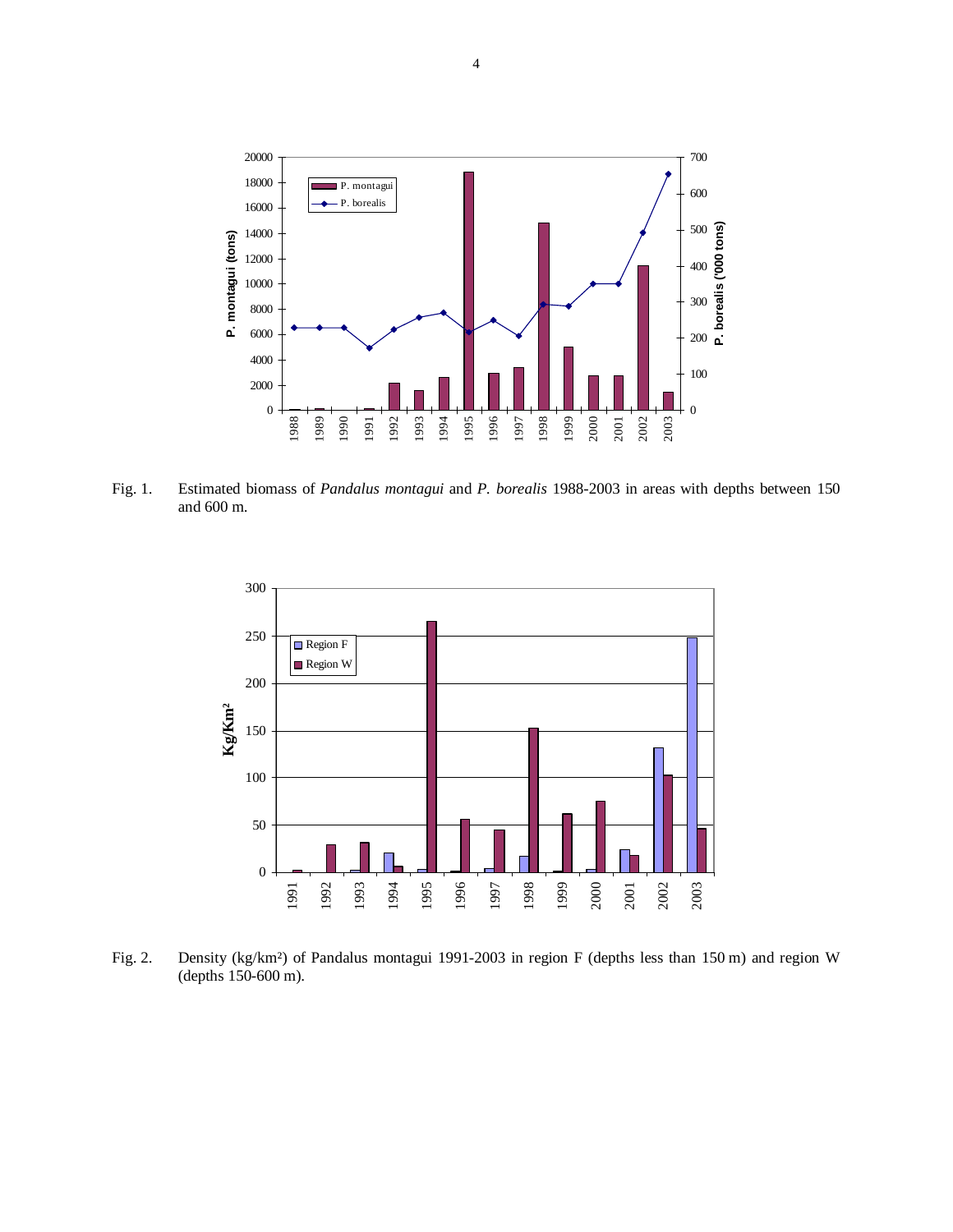P. montagui (tons)

20000
18000
16000
14000
12000
10000
8000
6000
4000
2000
0

P. borealis ('000 tons)

700
600
500
400
300
200
100
0

P. montagui
P. borealis

1988 1989 1990 1991 1992 1993 1994 1995 1996 1997 1998 1999 2000 2001 2002 2003

Fig. 1. Estimated biomass of *Pandalus montagui* and *P. borealis* 1988-2003 in areas with depths between 150 and 600 m.

Kg/Km²

300
250
200
150
100
50
0

Region F
Region W

1991 1992 1993 1994 1995 1996 1997 1998 1999 2000 2001 2002 2003

Fig. 2. Density (kg/km²) of Pandalus montagui 1991-2003 in region F (depths less than 150 m) and region W (depths 150-600 m).